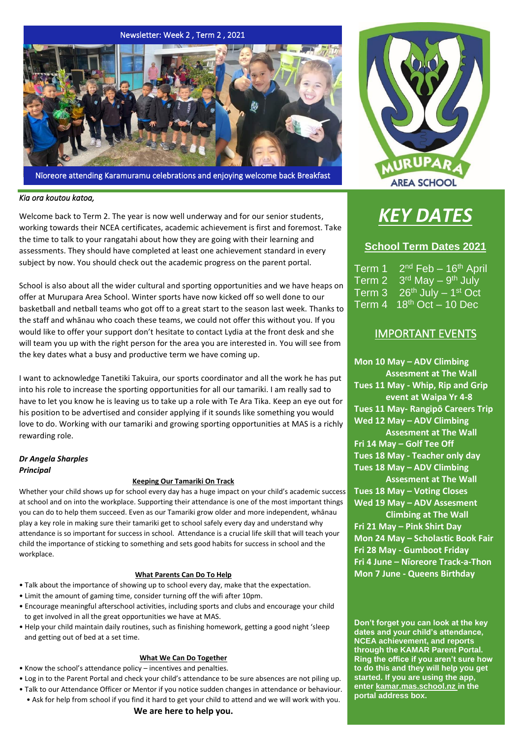Newsletter: Week 2 , Term 2 , 2021

Nīoreore attending Karamuramu celebrations and enjoying welcome back Breakfast

MURUPARA AREA SCHOOL

*Kia ora koutou katoa,*

Welcome back to Term 2. The year is now well underway and for our senior students, working towards their NCEA certificates, academic achievement is first and foremost. Take the time to talk to your rangatahi about how they are going with their learning and assessments. They should have completed at least one achievement standard in every subject by now. You should check out the academic progress on the parent portal.

School is also about all the wider cultural and sporting opportunities and we have heaps on offer at Murupara Area School. Winter sports have now kicked off so well done to our basketball and netball teams who got off to a great start to the season last week. Thanks to the staff and whānau who coach these teams, we could not offer this without you. If you would like to offer your support don't hesitate to contact Lydia at the front desk and she will team you up with the right person for the area you are interested in. You will see from the key dates what a busy and productive term we have coming up.

I want to acknowledge Tanetiki Takuira, our sports coordinator and all the work he has put into his role to increase the sporting opportunities for all our tamariki. I am really sad to have to let you know he is leaving us to take up a role with Te Ara Tika. Keep an eye out for his position to be advertised and consider applying if it sounds like something you would love to do. Working with our tamariki and growing sporting opportunities at MAS is a richly rewarding role.

***Dr Angela Sharples***
***Principal***

### Keeping Our Tamariki On Track

Whether your child shows up for school every day has a huge impact on your child's academic success at school and on into the workplace. Supporting their attendance is one of the most important things you can do to help them succeed. Even as our Tamariki grow older and more independent, whānau play a key role in making sure their tamariki get to school safely every day and understand why attendance is so important for success in school. Attendance is a crucial life skill that will teach your child the importance of sticking to something and sets good habits for success in school and the workplace.

### What Parents Can Do To Help

- Talk about the importance of showing up to school every day, make that the expectation.
- Limit the amount of gaming time, consider turning off the wifi after 10pm.
- Encourage meaningful afterschool activities, including sports and clubs and encourage your child to get involved in all the great opportunities we have at MAS.
- Help your child maintain daily routines, such as finishing homework, getting a good night 'sleep and getting out of bed at a set time.

### What We Can Do Together

- Know the school's attendance policy – incentives and penalties.
- Log in to the Parent Portal and check your child's attendance to be sure absences are not piling up.
- Talk to our Attendance Officer or Mentor if you notice sudden changes in attendance or behaviour.
- Ask for help from school if you find it hard to get your child to attend and we will work with you.

**We are here to help you.**

# *KEY DATES*

## School Term Dates 2021

Term 1 2nd Feb – 16th April
Term 2 3rd May – 9th July
Term 3 26th July – 1st Oct
Term 4 18th Oct – 10 Dec

## IMPORTANT EVENTS

**Mon 10 May – ADV Climbing Assesment at The Wall**
**Tues 11 May - Whip, Rip and Grip event at Waipa Yr 4-8**
**Tues 11 May- Rangipō Careers Trip**
**Wed 12 May – ADV Climbing Assesment at The Wall**
**Fri 14 May – Golf Tee Off**
**Tues 18 May - Teacher only day**
**Tues 18 May – ADV Climbing Assesment at The Wall**
**Tues 18 May – Voting Closes**
**Wed 19 May – ADV Assesment Climbing at The Wall**
**Fri 21 May – Pink Shirt Day**
**Mon 24 May – Scholastic Book Fair**
**Fri 28 May - Gumboot Friday**
**Fri 4 June – Nīoreore Track-a-Thon**
**Mon 7 June - Queens Birthday**

**Don't forget you can look at the key dates and your child's attendance, NCEA achievement, and reports through the KAMAR Parent Portal. Ring the office if you aren't sure how to do this and they will help you get started. If you are using the app, enter kamar.mas.school.nz in the portal address box.**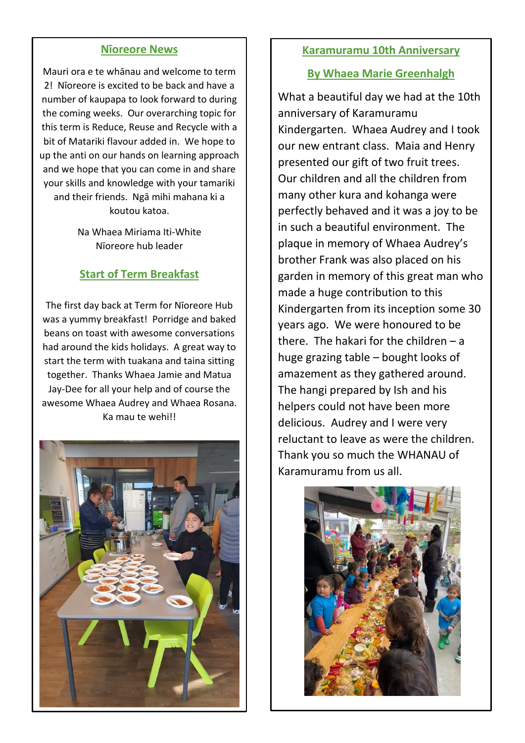## Nīoreore News

Mauri ora e te whānau and welcome to term 2! Nīoreore is excited to be back and have a number of kaupapa to look forward to during the coming weeks. Our overarching topic for this term is Reduce, Reuse and Recycle with a bit of Matariki flavour added in. We hope to up the anti on our hands on learning approach and we hope that you can come in and share your skills and knowledge with your tamariki and their friends. Ngā mihi mahana ki a koutou katoa.

Na Whaea Miriama Iti-White
Nīoreore hub leader

## Start of Term Breakfast

The first day back at Term for Nīoreore Hub was a yummy breakfast! Porridge and baked beans on toast with awesome conversations had around the kids holidays. A great way to start the term with tuakana and taina sitting together. Thanks Whaea Jamie and Matua Jay-Dee for all your help and of course the awesome Whaea Audrey and Whaea Rosana. Ka mau te wehi!!

## Karamuramu 10th Anniversary

## By Whaea Marie Greenhalgh

What a beautiful day we had at the 10th anniversary of Karamuramu Kindergarten. Whaea Audrey and I took our new entrant class. Maia and Henry presented our gift of two fruit trees. Our children and all the children from many other kura and kohanga were perfectly behaved and it was a joy to be in such a beautiful environment. The plaque in memory of Whaea Audrey's brother Frank was also placed on his garden in memory of this great man who made a huge contribution to this Kindergarten from its inception some 30 years ago. We were honoured to be there. The hakari for the children – a huge grazing table – bought looks of amazement as they gathered around. The hangi prepared by Ish and his helpers could not have been more delicious. Audrey and I were very reluctant to leave as were the children. Thank you so much the WHANAU of Karamuramu from us all.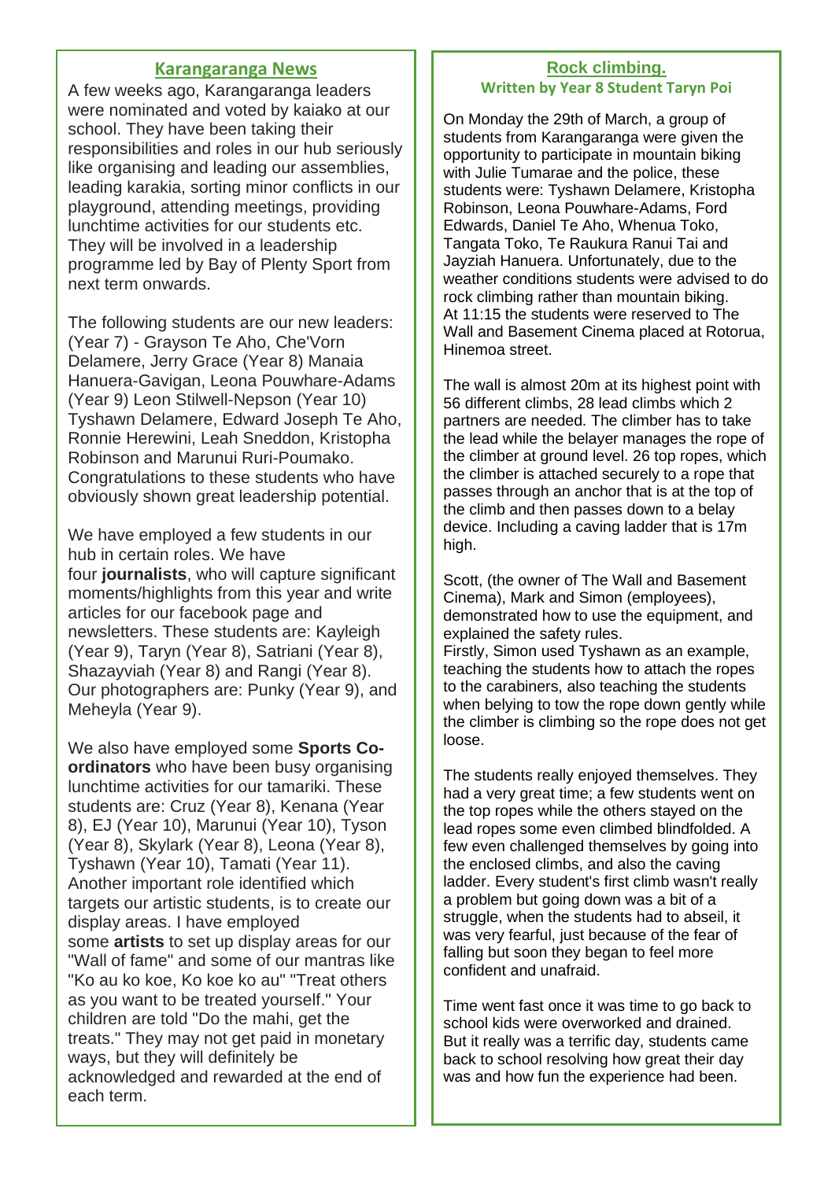## Karangaranga News

A few weeks ago, Karangaranga leaders were nominated and voted by kaiako at our school. They have been taking their responsibilities and roles in our hub seriously like organising and leading our assemblies, leading karakia, sorting minor conflicts in our playground, attending meetings, providing lunchtime activities for our students etc. They will be involved in a leadership programme led by Bay of Plenty Sport from next term onwards.

The following students are our new leaders: (Year 7) - Grayson Te Aho, Che'Vorn Delamere, Jerry Grace (Year 8) Manaia Hanuera-Gavigan, Leona Pouwhare-Adams (Year 9) Leon Stilwell-Nepson (Year 10) Tyshawn Delamere, Edward Joseph Te Aho, Ronnie Herewini, Leah Sneddon, Kristopha Robinson and Marunui Ruri-Poumako. Congratulations to these students who have obviously shown great leadership potential.

We have employed a few students in our hub in certain roles. We have four **journalists**, who will capture significant moments/highlights from this year and write articles for our facebook page and newsletters. These students are: Kayleigh (Year 9), Taryn (Year 8), Satriani (Year 8), Shazayviah (Year 8) and Rangi (Year 8). Our photographers are: Punky (Year 9), and Meheyla (Year 9).

We also have employed some **Sports Co-ordinators** who have been busy organising lunchtime activities for our tamariki. These students are: Cruz (Year 8), Kenana (Year 8), EJ (Year 10), Marunui (Year 10), Tyson (Year 8), Skylark (Year 8), Leona (Year 8), Tyshawn (Year 10), Tamati (Year 11). Another important role identified which targets our artistic students, is to create our display areas. I have employed some **artists** to set up display areas for our "Wall of fame" and some of our mantras like "Ko au ko koe, Ko koe ko au" "Treat others as you want to be treated yourself." Your children are told "Do the mahi, get the treats." They may not get paid in monetary ways, but they will definitely be acknowledged and rewarded at the end of each term.

## Rock climbing.

**Written by Year 8 Student Taryn Poi**

On Monday the 29th of March, a group of students from Karangaranga were given the opportunity to participate in mountain biking with Julie Tumarae and the police, these students were: Tyshawn Delamere, Kristopha Robinson, Leona Pouwhare-Adams, Ford Edwards, Daniel Te Aho, Whenua Toko, Tangata Toko, Te Raukura Ranui Tai and Jayziah Hanuera. Unfortunately, due to the weather conditions students were advised to do rock climbing rather than mountain biking. At 11:15 the students were reserved to The Wall and Basement Cinema placed at Rotorua, Hinemoa street.

The wall is almost 20m at its highest point with 56 different climbs, 28 lead climbs which 2 partners are needed. The climber has to take the lead while the belayer manages the rope of the climber at ground level. 26 top ropes, which the climber is attached securely to a rope that passes through an anchor that is at the top of the climb and then passes down to a belay device. Including a caving ladder that is 17m high.

Scott, (the owner of The Wall and Basement Cinema), Mark and Simon (employees), demonstrated how to use the equipment, and explained the safety rules.
Firstly, Simon used Tyshawn as an example, teaching the students how to attach the ropes to the carabiners, also teaching the students when belying to tow the rope down gently while the climber is climbing so the rope does not get loose.

The students really enjoyed themselves. They had a very great time; a few students went on the top ropes while the others stayed on the lead ropes some even climbed blindfolded. A few even challenged themselves by going into the enclosed climbs, and also the caving ladder. Every student's first climb wasn't really a problem but going down was a bit of a struggle, when the students had to abseil, it was very fearful, just because of the fear of falling but soon they began to feel more confident and unafraid.

Time went fast once it was time to go back to school kids were overworked and drained. But it really was a terrific day, students came back to school resolving how great their day was and how fun the experience had been.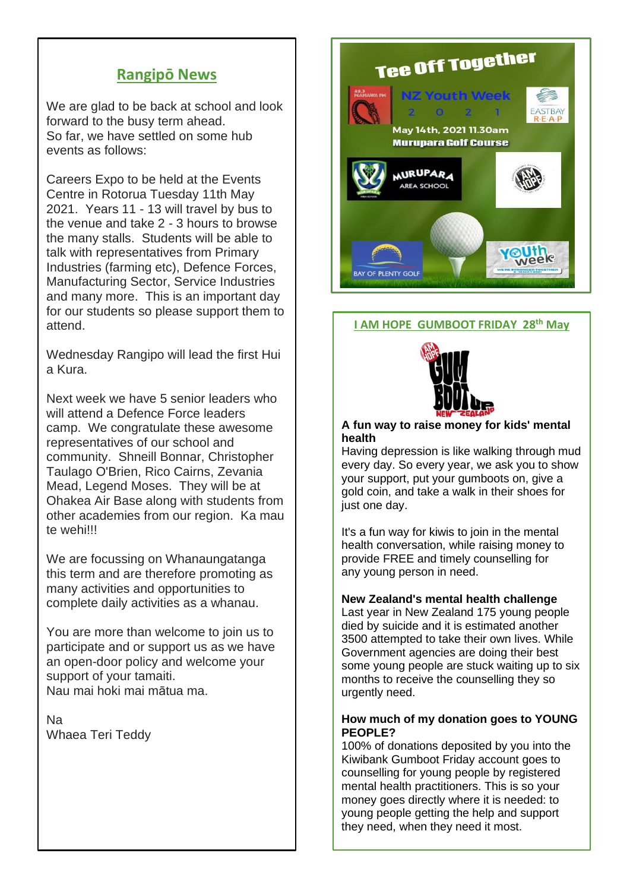## Rangipō News

We are glad to be back at school and look forward to the busy term ahead.
So far, we have settled on some hub events as follows:

Careers Expo to be held at the Events Centre in Rotorua Tuesday 11th May 2021. Years 11 - 13 will travel by bus to the venue and take 2 - 3 hours to browse the many stalls. Students will be able to talk with representatives from Primary Industries (farming etc), Defence Forces, Manufacturing Sector, Service Industries and many more. This is an important day for our students so please support them to attend.

Wednesday Rangipo will lead the first Hui a Kura.

Next week we have 5 senior leaders who will attend a Defence Force leaders camp. We congratulate these awesome representatives of our school and community. Shneill Bonnar, Christopher Taulago O'Brien, Rico Cairns, Zevania Mead, Legend Moses. They will be at Ohakea Air Base along with students from other academies from our region. Ka mau te wehi!!!

We are focussing on Whanaungatanga this term and are therefore promoting as many activities and opportunities to complete daily activities as a whanau.

You are more than welcome to join us to participate and or support us as we have an open-door policy and welcome your support of your tamaiti.
Nau mai hoki mai mātua ma.

Na
Whaea Teri Teddy

## Tee Off Together

NZ Youth Week 2021

May 14th, 2021 11.30am
Murupara Golf Course

Murupara Area School

## I AM HOPE GUMBOOT FRIDAY 28th May

**A fun way to raise money for kids' mental health**

Having depression is like walking through mud every day. So every year, we ask you to show your support, put your gumboots on, give a gold coin, and take a walk in their shoes for just one day.

It's a fun way for kiwis to join in the mental health conversation, while raising money to provide FREE and timely counselling for any young person in need.

**New Zealand's mental health challenge**

Last year in New Zealand 175 young people died by suicide and it is estimated another 3500 attempted to take their own lives. While Government agencies are doing their best some young people are stuck waiting up to six months to receive the counselling they so urgently need.

**How much of my donation goes to YOUNG PEOPLE?**

100% of donations deposited by you into the Kiwibank Gumboot Friday account goes to counselling for young people by registered mental health practitioners. This is so your money goes directly where it is needed: to young people getting the help and support they need, when they need it most.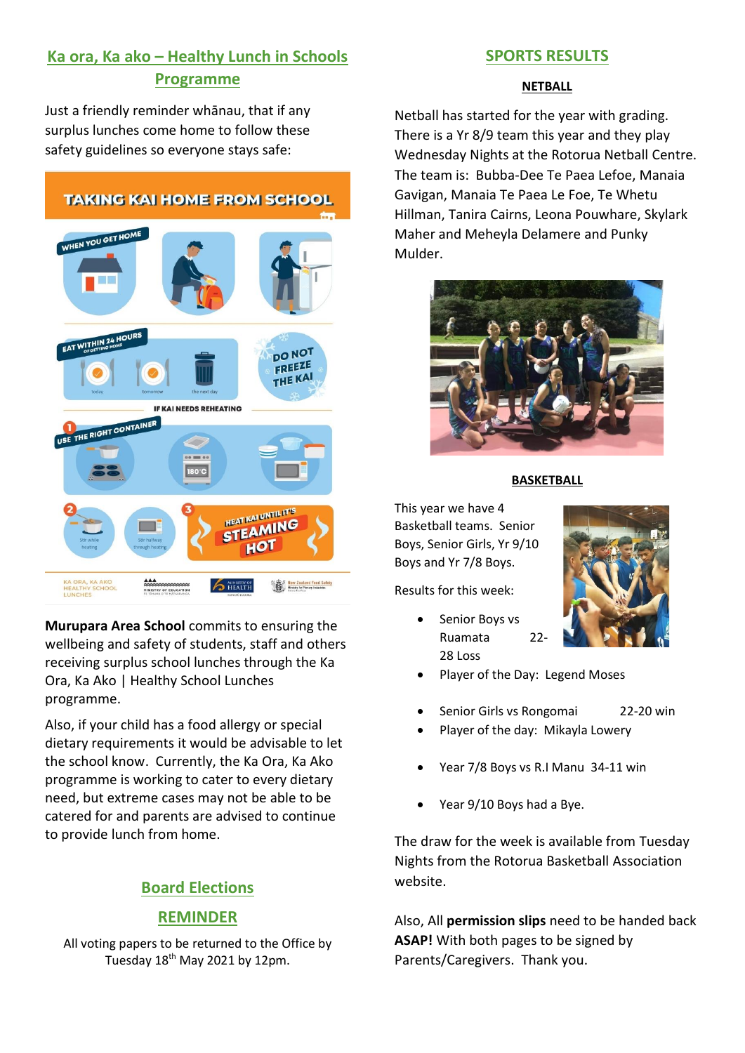## Ka ora, Ka ako – Healthy Lunch in Schools Programme

Just a friendly reminder whānau, that if any surplus lunches come home to follow these safety guidelines so everyone stays safe:

**TAKING KAI HOME FROM SCHOOL**

WHEN YOU GET HOME

EAT WITHIN 24 HOURS OF GETTING HOME

today

tomorrow

the next day

DO NOT FREEZE THE KAI

IF KAI NEEDS REHEATING

1 USE THE RIGHT CONTAINER

180°C

2 Stir while heating

Stir halfway through heating

3 HEAT KAI UNTIL IT'S STEAMING HOT

KA ORA, KA AKO HEALTHY SCHOOL LUNCHES

**Murupara Area School** commits to ensuring the wellbeing and safety of students, staff and others receiving surplus school lunches through the Ka Ora, Ka Ako | Healthy School Lunches programme.

Also, if your child has a food allergy or special dietary requirements it would be advisable to let the school know. Currently, the Ka Ora, Ka Ako programme is working to cater to every dietary need, but extreme cases may not be able to be catered for and parents are advised to continue to provide lunch from home.

## Board Elections

## REMINDER

All voting papers to be returned to the Office by Tuesday 18th May 2021 by 12pm.

## SPORTS RESULTS

### NETBALL

Netball has started for the year with grading. There is a Yr 8/9 team this year and they play Wednesday Nights at the Rotorua Netball Centre. The team is: Bubba-Dee Te Paea Lefoe, Manaia Gavigan, Manaia Te Paea Le Foe, Te Whetu Hillman, Tanira Cairns, Leona Pouwhare, Skylark Maher and Meheyla Delamere and Punky Mulder.

### BASKETBALL

This year we have 4 Basketball teams. Senior Boys, Senior Girls, Yr 9/10 Boys and Yr 7/8 Boys.

Results for this week:

- Senior Boys vs Ruamata 22-28 Loss
- Player of the Day: Legend Moses
- Senior Girls vs Rongomai 22-20 win
- Player of the day: Mikayla Lowery
- Year 7/8 Boys vs R.I Manu 34-11 win
- Year 9/10 Boys had a Bye.

The draw for the week is available from Tuesday Nights from the Rotorua Basketball Association website.

Also, All **permission slips** need to be handed back **ASAP!** With both pages to be signed by Parents/Caregivers. Thank you.